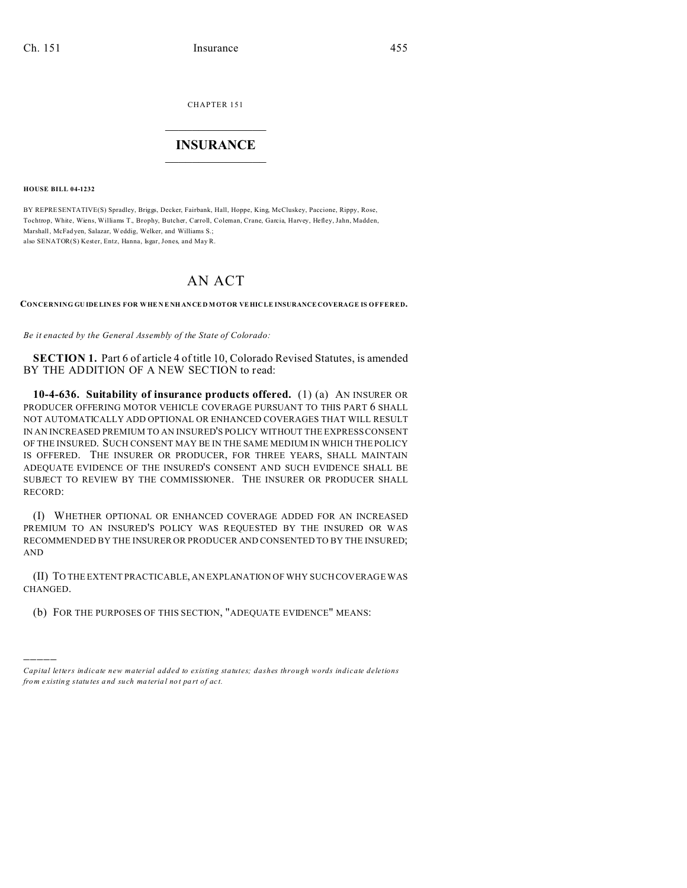CHAPTER 151

# INSURANCE

**HOUSE BILL 04-1232**

BY REPRESENTATIVE(S) Spradley, Briggs, Decker, Fairbank, Hall, Hoppe, King, McCluskey, Paccione, Rippy, Rose, Tochtrop, White, Wiens, Williams T., Brophy, Butcher, Carroll, Coleman, Crane, Garcia, Harvey, Hefley, Jahn, Madden, Marshall, McFadyen, Salazar, Weddig, Welker, and Williams S.;
also SENATOR(S) Kester, Entz, Hanna, Isgar, Jones, and May R.

# AN ACT

**CONCERNING GUIDELINES FOR WHEN ENHANCED MOTOR VEHICLE INSURANCE COVERAGE IS OFFERED.**

*Be it enacted by the General Assembly of the State of Colorado:*

**SECTION 1.** Part 6 of article 4 of title 10, Colorado Revised Statutes, is amended BY THE ADDITION OF A NEW SECTION to read:

**10-4-636. Suitability of insurance products offered.** (1) (a) AN INSURER OR PRODUCER OFFERING MOTOR VEHICLE COVERAGE PURSUANT TO THIS PART 6 SHALL NOT AUTOMATICALLY ADD OPTIONAL OR ENHANCED COVERAGES THAT WILL RESULT IN AN INCREASED PREMIUM TO AN INSURED'S POLICY WITHOUT THE EXPRESS CONSENT OF THE INSURED. SUCH CONSENT MAY BE IN THE SAME MEDIUM IN WHICH THE POLICY IS OFFERED. THE INSURER OR PRODUCER, FOR THREE YEARS, SHALL MAINTAIN ADEQUATE EVIDENCE OF THE INSURED'S CONSENT AND SUCH EVIDENCE SHALL BE SUBJECT TO REVIEW BY THE COMMISSIONER. THE INSURER OR PRODUCER SHALL RECORD:

(I) WHETHER OPTIONAL OR ENHANCED COVERAGE ADDED FOR AN INCREASED PREMIUM TO AN INSURED'S POLICY WAS REQUESTED BY THE INSURED OR WAS RECOMMENDED BY THE INSURER OR PRODUCER AND CONSENTED TO BY THE INSURED; AND

(II) TO THE EXTENT PRACTICABLE, AN EXPLANATION OF WHY SUCH COVERAGE WAS CHANGED.

(b) FOR THE PURPOSES OF THIS SECTION, "ADEQUATE EVIDENCE" MEANS:

---

*Capital letters indicate new material added to existing statutes; dashes through words indicate deletions from existing statutes and such material not part of act.*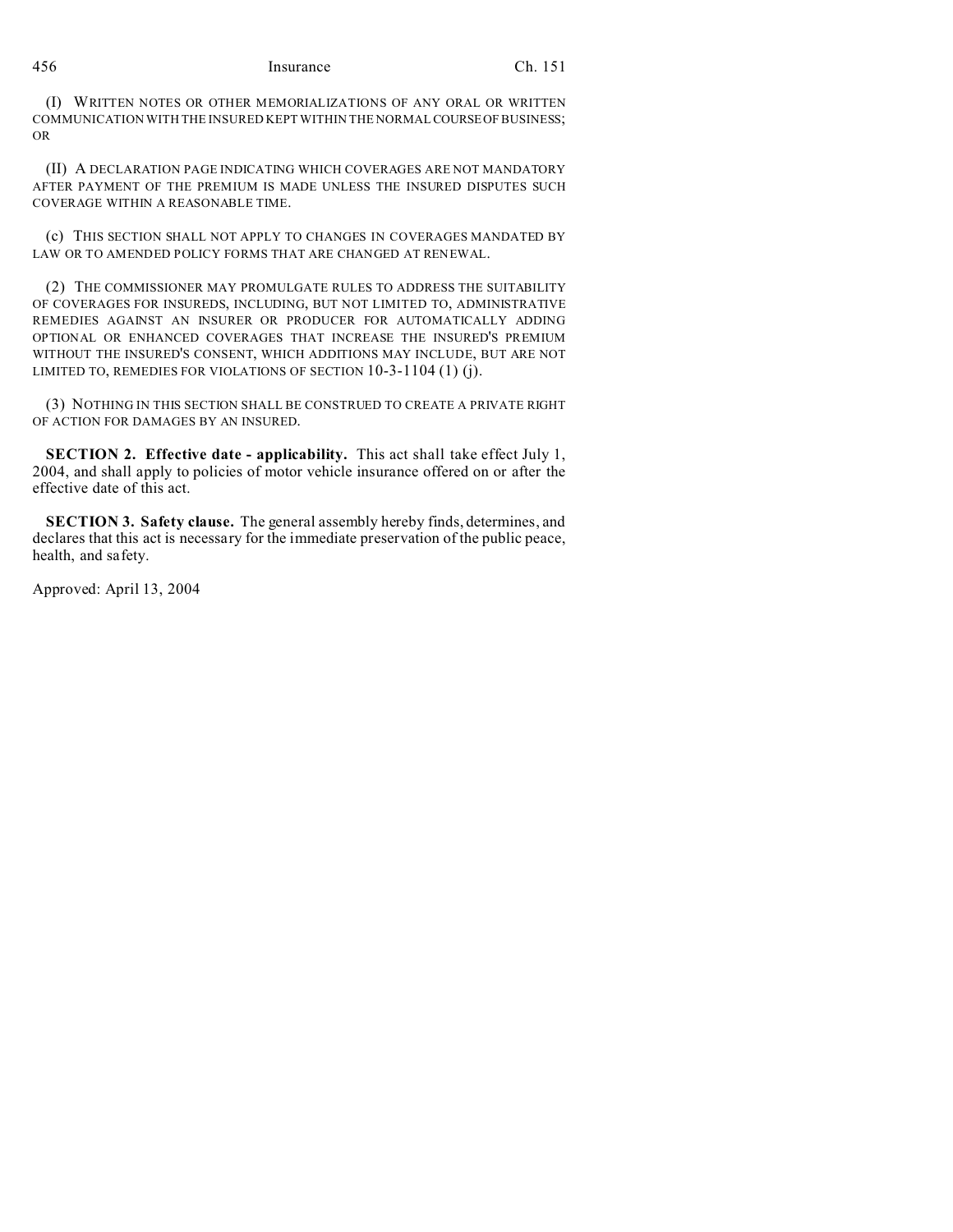(I) WRITTEN NOTES OR OTHER MEMORIALIZATIONS OF ANY ORAL OR WRITTEN COMMUNICATION WITH THE INSURED KEPT WITHIN THE NORMAL COURSE OF BUSINESS; OR

(II) A DECLARATION PAGE INDICATING WHICH COVERAGES ARE NOT MANDATORY AFTER PAYMENT OF THE PREMIUM IS MADE UNLESS THE INSURED DISPUTES SUCH COVERAGE WITHIN A REASONABLE TIME.

(c) THIS SECTION SHALL NOT APPLY TO CHANGES IN COVERAGES MANDATED BY LAW OR TO AMENDED POLICY FORMS THAT ARE CHANGED AT RENEWAL.

(2) THE COMMISSIONER MAY PROMULGATE RULES TO ADDRESS THE SUITABILITY OF COVERAGES FOR INSUREDS, INCLUDING, BUT NOT LIMITED TO, ADMINISTRATIVE REMEDIES AGAINST AN INSURER OR PRODUCER FOR AUTOMATICALLY ADDING OPTIONAL OR ENHANCED COVERAGES THAT INCREASE THE INSURED'S PREMIUM WITHOUT THE INSURED'S CONSENT, WHICH ADDITIONS MAY INCLUDE, BUT ARE NOT LIMITED TO, REMEDIES FOR VIOLATIONS OF SECTION 10-3-1104 (1) (j).

(3) NOTHING IN THIS SECTION SHALL BE CONSTRUED TO CREATE A PRIVATE RIGHT OF ACTION FOR DAMAGES BY AN INSURED.

**SECTION 2. Effective date - applicability.** This act shall take effect July 1, 2004, and shall apply to policies of motor vehicle insurance offered on or after the effective date of this act.

**SECTION 3. Safety clause.** The general assembly hereby finds, determines, and declares that this act is necessary for the immediate preservation of the public peace, health, and safety.

Approved: April 13, 2004